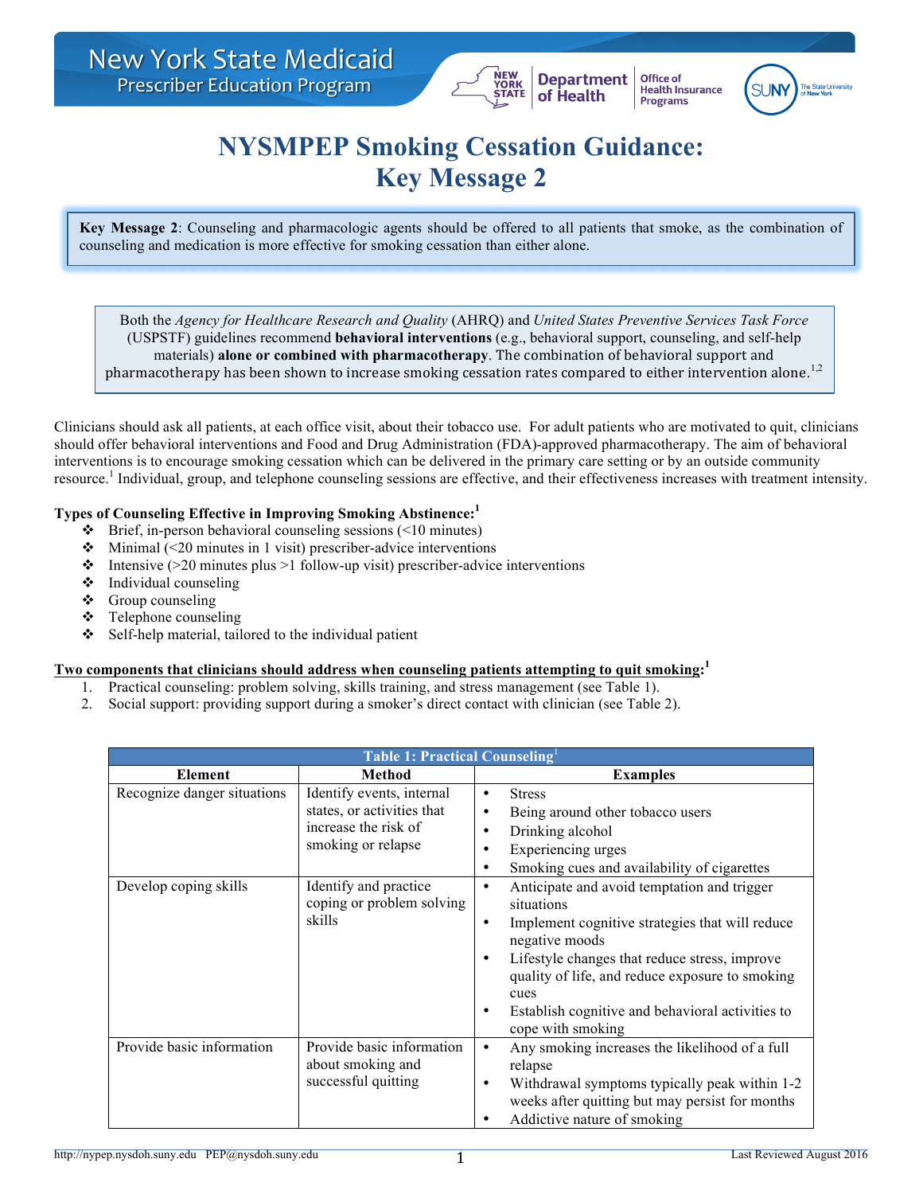# NYSMPEP Smoking Cessation Guidance: Key Message 2

**Key Message 2**: Counseling and pharmacologic agents should be offered to all patients that smoke, as the combination of counseling and medication is more effective for smoking cessation than either alone.

Both the *Agency for Healthcare Research and Quality* (AHRQ) and *United States Preventive Services Task Force* (USPSTF) guidelines recommend **behavioral interventions** (e.g., behavioral support, counseling, and self-help materials) **alone or combined with pharmacotherapy**. The combination of behavioral support and pharmacotherapy has been shown to increase smoking cessation rates compared to either intervention alone.[1,2]

Clinicians should ask all patients, at each office visit, about their tobacco use. For adult patients who are motivated to quit, clinicians should offer behavioral interventions and Food and Drug Administration (FDA)-approved pharmacotherapy. The aim of behavioral interventions is to encourage smoking cessation which can be delivered in the primary care setting or by an outside community resource.[1] Individual, group, and telephone counseling sessions are effective, and their effectiveness increases with treatment intensity.

**Types of Counseling Effective in Improving Smoking Abstinence:**[1]

- Brief, in-person behavioral counseling sessions (<10 minutes)
- Minimal (<20 minutes in 1 visit) prescriber-advice interventions
- Intensive (>20 minutes plus >1 follow-up visit) prescriber-advice interventions
- Individual counseling
- Group counseling
- Telephone counseling
- Self-help material, tailored to the individual patient

**Two components that clinicians should address when counseling patients attempting to quit smoking:**[1]

1. Practical counseling: problem solving, skills training, and stress management (see Table 1).
2. Social support: providing support during a smoker's direct contact with clinician (see Table 2).

**Table 1: Practical Counseling**[1]

| Element | Method | Examples |
|---|---|---|
| Recognize danger situations | Identify events, internal states, or activities that increase the risk of smoking or relapse | • Stress<br>• Being around other tobacco users<br>• Drinking alcohol<br>• Experiencing urges<br>• Smoking cues and availability of cigarettes |
| Develop coping skills | Identify and practice coping or problem solving skills | • Anticipate and avoid temptation and trigger situations<br>• Implement cognitive strategies that will reduce negative moods<br>• Lifestyle changes that reduce stress, improve quality of life, and reduce exposure to smoking cues<br>• Establish cognitive and behavioral activities to cope with smoking |
| Provide basic information | Provide basic information about smoking and successful quitting | • Any smoking increases the likelihood of a full relapse<br>• Withdrawal symptoms typically peak within 1-2 weeks after quitting but may persist for months<br>• Addictive nature of smoking |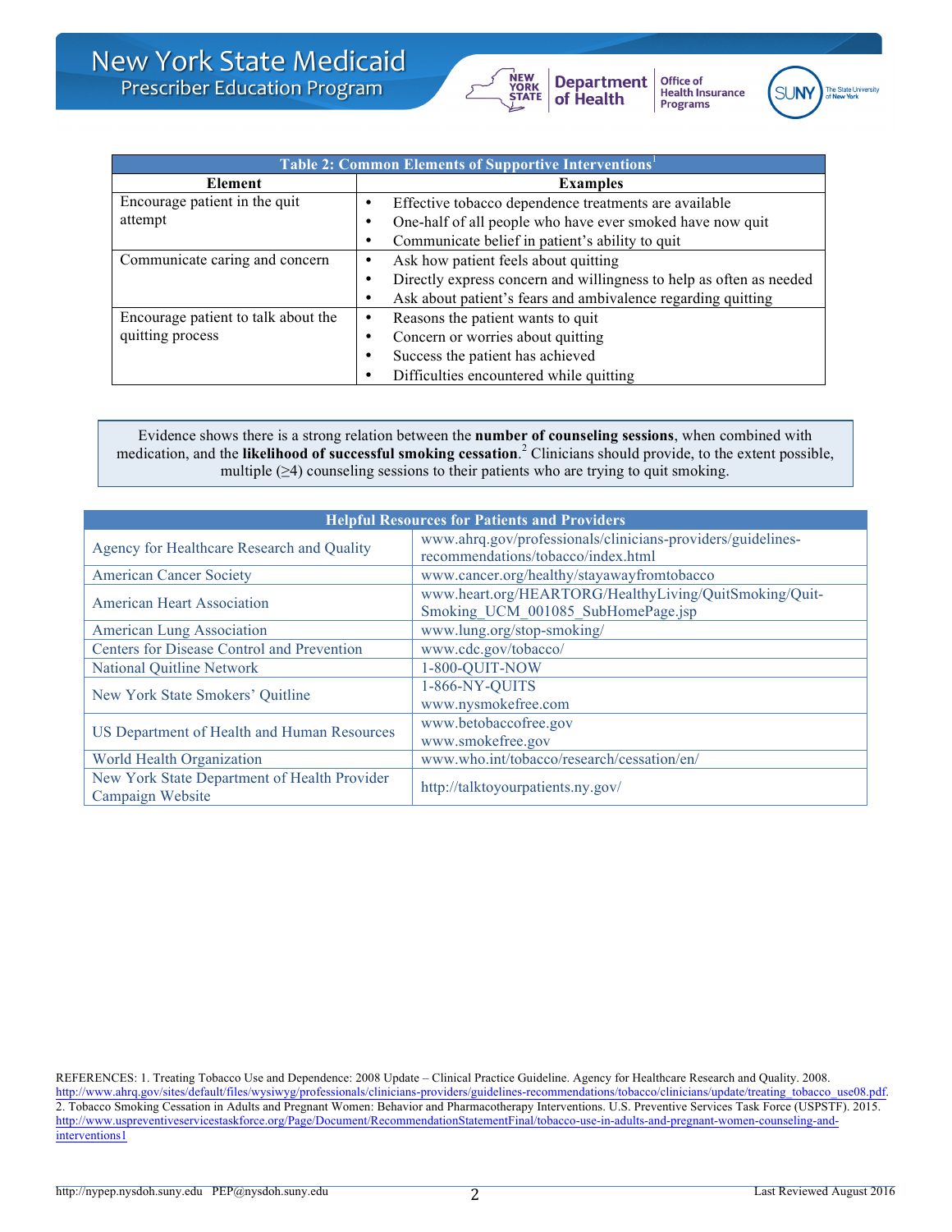| Table 2: Common Elements of Supportive Interventions[1] | |
|---|---|
| **Element** | **Examples** |
| Encourage patient in the quit attempt | • Effective tobacco dependence treatments are available<br>• One-half of all people who have ever smoked have now quit<br>• Communicate belief in patient's ability to quit |
| Communicate caring and concern | • Ask how patient feels about quitting<br>• Directly express concern and willingness to help as often as needed<br>• Ask about patient's fears and ambivalence regarding quitting |
| Encourage patient to talk about the quitting process | • Reasons the patient wants to quit<br>• Concern or worries about quitting<br>• Success the patient has achieved<br>• Difficulties encountered while quitting |

Evidence shows there is a strong relation between the **number of counseling sessions**, when combined with medication, and the **likelihood of successful smoking cessation**.[2] Clinicians should provide, to the extent possible, multiple (≥4) counseling sessions to their patients who are trying to quit smoking.

| Helpful Resources for Patients and Providers | |
|---|---|
| Agency for Healthcare Research and Quality | www.ahrq.gov/professionals/clinicians-providers/guidelines-recommendations/tobacco/index.html |
| American Cancer Society | www.cancer.org/healthy/stayawayfromtobacco |
| American Heart Association | www.heart.org/HEARTORG/HealthyLiving/QuitSmoking/Quit-Smoking_UCM_001085_SubHomePage.jsp |
| American Lung Association | www.lung.org/stop-smoking/ |
| Centers for Disease Control and Prevention | www.cdc.gov/tobacco/ |
| National Quitline Network | 1-800-QUIT-NOW |
| New York State Smokers' Quitline | 1-866-NY-QUITS<br>www.nysmokefree.com |
| US Department of Health and Human Resources | www.betobaccofree.gov<br>www.smokefree.gov |
| World Health Organization | www.who.int/tobacco/research/cessation/en/ |
| New York State Department of Health Provider Campaign Website | http://talktoyourpatients.ny.gov/ |

REFERENCES: 1. Treating Tobacco Use and Dependence: 2008 Update – Clinical Practice Guideline. Agency for Healthcare Research and Quality. 2008. http://www.ahrq.gov/sites/default/files/wysiwyg/professionals/clinicians-providers/guidelines-recommendations/tobacco/clinicians/update/treating_tobacco_use08.pdf.
2. Tobacco Smoking Cessation in Adults and Pregnant Women: Behavior and Pharmacotherapy Interventions. U.S. Preventive Services Task Force (USPSTF). 2015. http://www.uspreventiveservicestaskforce.org/Page/Document/RecommendationStatementFinal/tobacco-use-in-adults-and-pregnant-women-counseling-and-interventions1